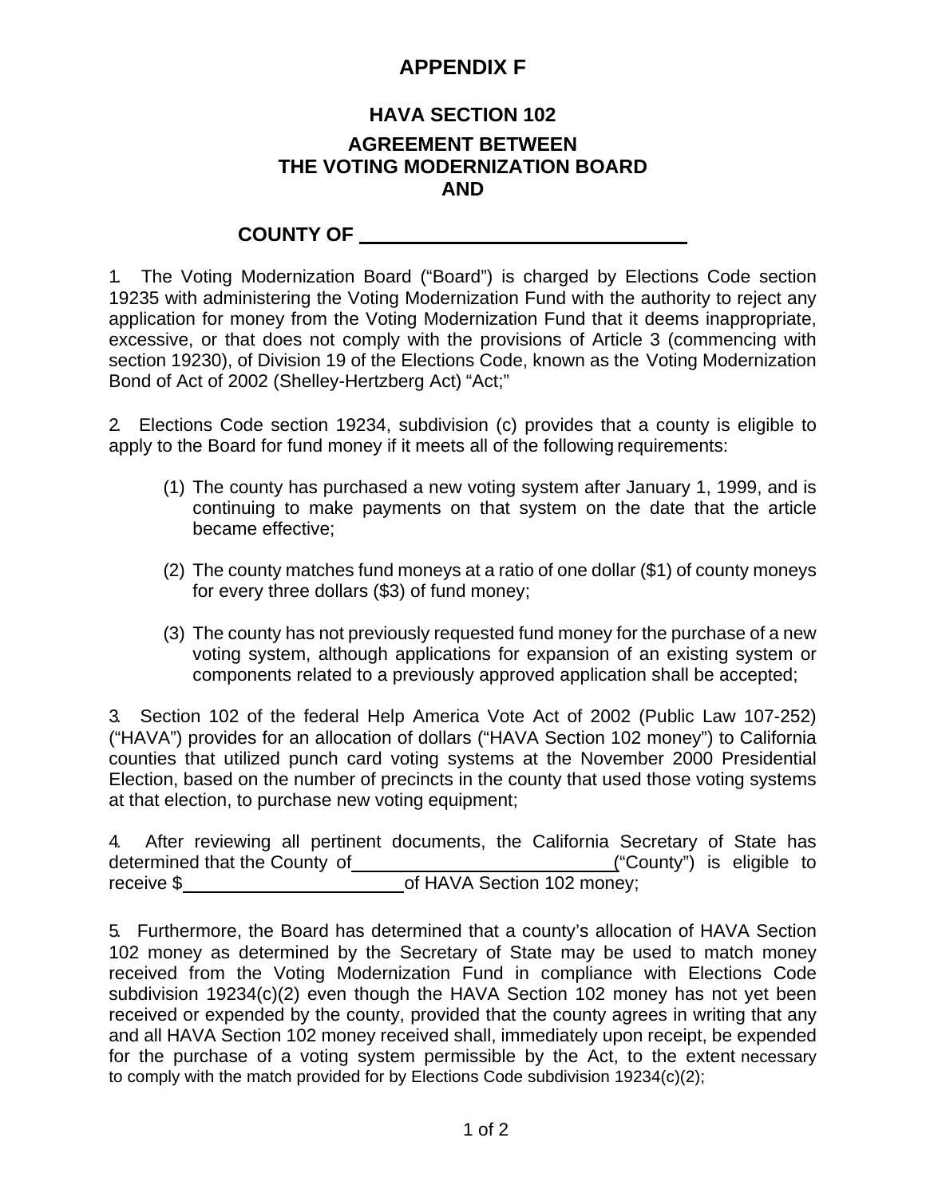# APPENDIX F

## HAVA SECTION 102

## AGREEMENT BETWEEN THE VOTING MODERNIZATION BOARD AND

## COUNTY OF ______________________________

1. The Voting Modernization Board ("Board") is charged by Elections Code section 19235 with administering the Voting Modernization Fund with the authority to reject any application for money from the Voting Modernization Fund that it deems inappropriate, excessive, or that does not comply with the provisions of Article 3 (commencing with section 19230), of Division 19 of the Elections Code, known as the Voting Modernization Bond of Act of 2002 (Shelley-Hertzberg Act) "Act;"

2. Elections Code section 19234, subdivision (c) provides that a county is eligible to apply to the Board for fund money if it meets all of the following requirements:

   (1) The county has purchased a new voting system after January 1, 1999, and is continuing to make payments on that system on the date that the article became effective;

   (2) The county matches fund moneys at a ratio of one dollar ($1) of county moneys for every three dollars ($3) of fund money;

   (3) The county has not previously requested fund money for the purchase of a new voting system, although applications for expansion of an existing system or components related to a previously approved application shall be accepted;

3. Section 102 of the federal Help America Vote Act of 2002 (Public Law 107-252) ("HAVA") provides for an allocation of dollars ("HAVA Section 102 money") to California counties that utilized punch card voting systems at the November 2000 Presidential Election, based on the number of precincts in the county that used those voting systems at that election, to purchase new voting equipment;

4. After reviewing all pertinent documents, the California Secretary of State has determined that the County of __________________________("County") is eligible to receive $______________________of HAVA Section 102 money;

5. Furthermore, the Board has determined that a county's allocation of HAVA Section 102 money as determined by the Secretary of State may be used to match money received from the Voting Modernization Fund in compliance with Elections Code subdivision 19234(c)(2) even though the HAVA Section 102 money has not yet been received or expended by the county, provided that the county agrees in writing that any and all HAVA Section 102 money received shall, immediately upon receipt, be expended for the purchase of a voting system permissible by the Act, to the extent necessary to comply with the match provided for by Elections Code subdivision 19234(c)(2);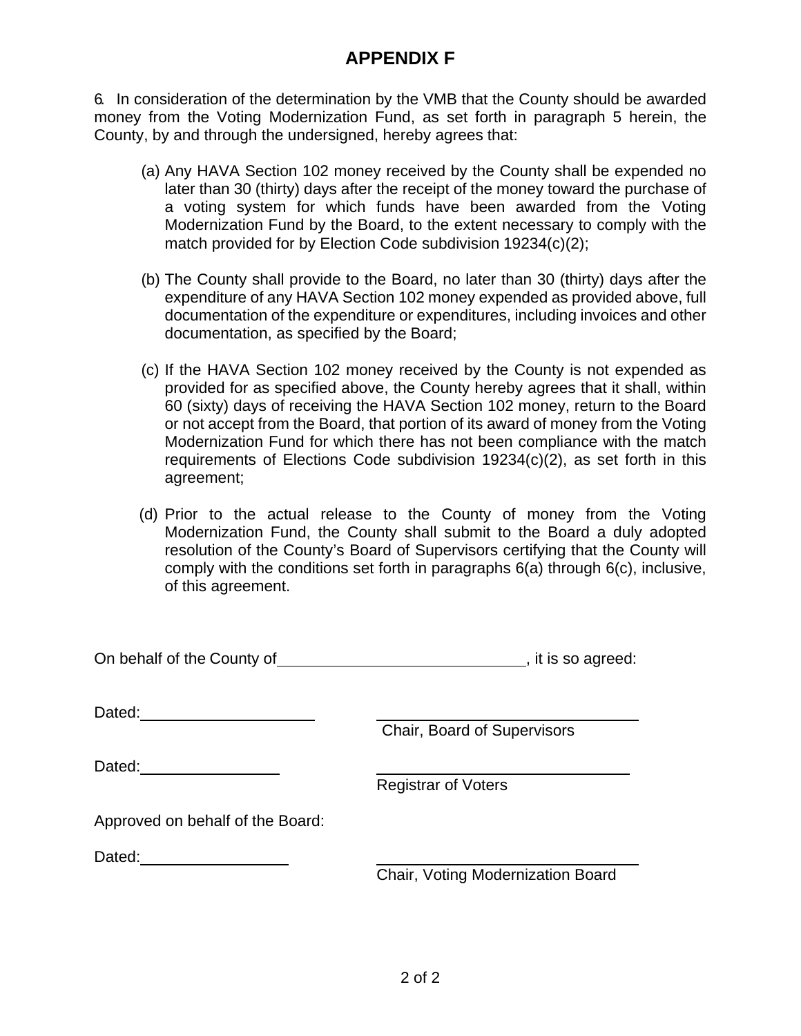# APPENDIX F

6. In consideration of the determination by the VMB that the County should be awarded money from the Voting Modernization Fund, as set forth in paragraph 5 herein, the County, by and through the undersigned, hereby agrees that:

(a) Any HAVA Section 102 money received by the County shall be expended no later than 30 (thirty) days after the receipt of the money toward the purchase of a voting system for which funds have been awarded from the Voting Modernization Fund by the Board, to the extent necessary to comply with the match provided for by Election Code subdivision 19234(c)(2);

(b) The County shall provide to the Board, no later than 30 (thirty) days after the expenditure of any HAVA Section 102 money expended as provided above, full documentation of the expenditure or expenditures, including invoices and other documentation, as specified by the Board;

(c) If the HAVA Section 102 money received by the County is not expended as provided for as specified above, the County hereby agrees that it shall, within 60 (sixty) days of receiving the HAVA Section 102 money, return to the Board or not accept from the Board, that portion of its award of money from the Voting Modernization Fund for which there has not been compliance with the match requirements of Elections Code subdivision 19234(c)(2), as set forth in this agreement;

(d) Prior to the actual release to the County of money from the Voting Modernization Fund, the County shall submit to the Board a duly adopted resolution of the County's Board of Supervisors certifying that the County will comply with the conditions set forth in paragraphs 6(a) through 6(c), inclusive, of this agreement.

On behalf of the County of ____________________________, it is so agreed:

Dated: ____________________ ______________________________
Chair, Board of Supervisors

Dated: ________________ ______________________________
Registrar of Voters

Approved on behalf of the Board:

Dated: _________________ ______________________________
Chair, Voting Modernization Board